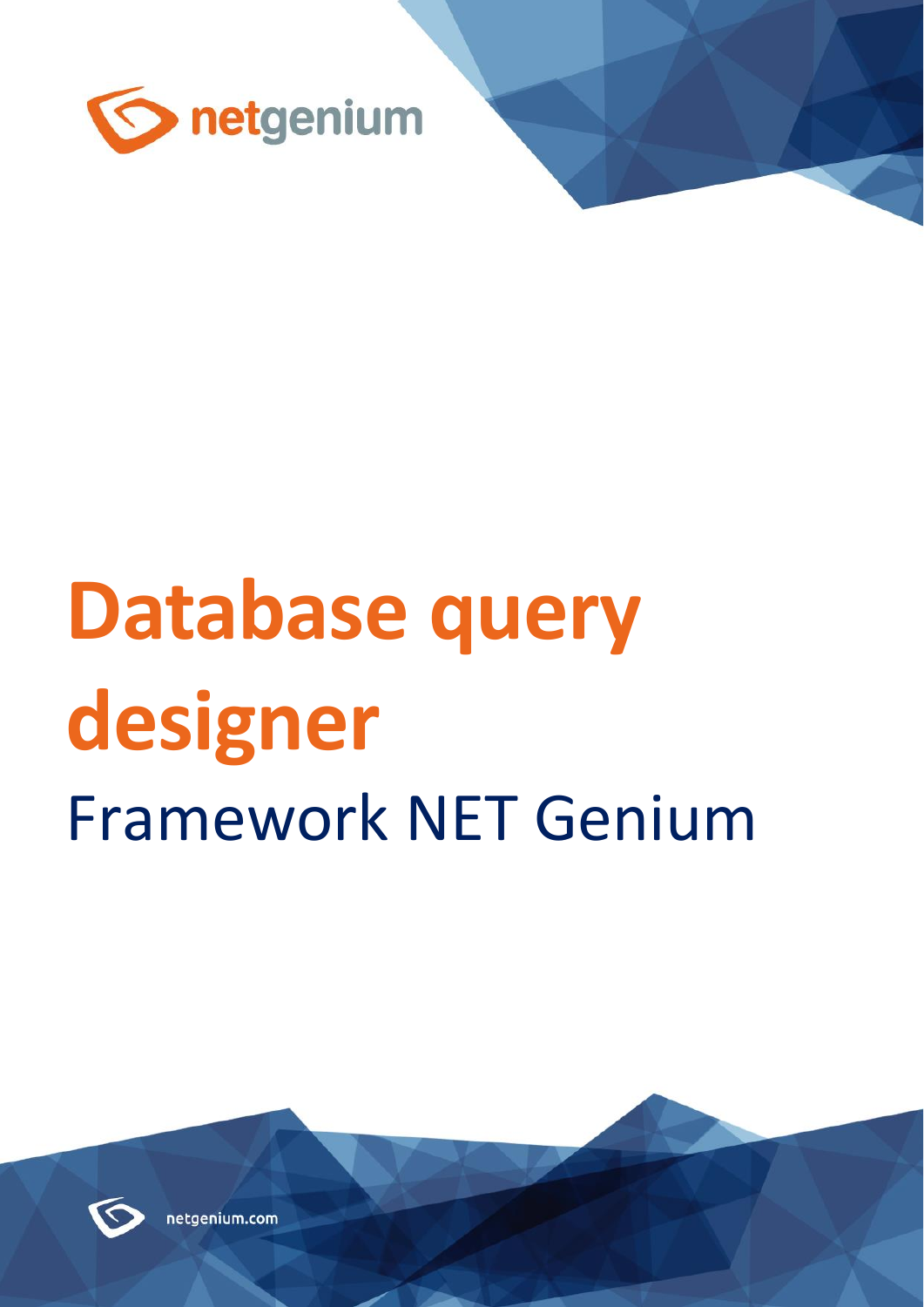# Database query designer

Framework NET Genium

netgenium.com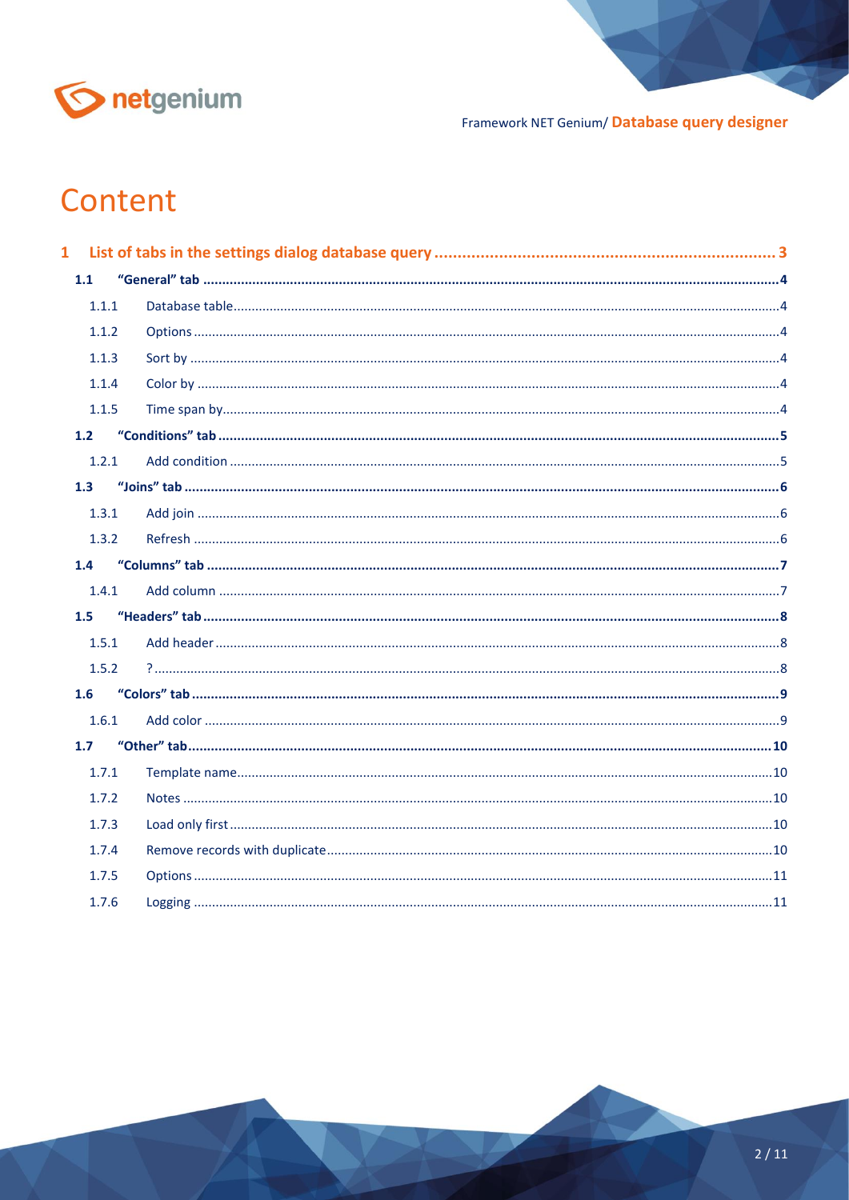# Content

1 List of tabs in the settings dialog database query ........ 3
- 1.1 "General" tab ........ 4
  - 1.1.1 Database table ........ 4
  - 1.1.2 Options ........ 4
  - 1.1.3 Sort by ........ 4
  - 1.1.4 Color by ........ 4
  - 1.1.5 Time span by ........ 4
- 1.2 "Conditions" tab ........ 5
  - 1.2.1 Add condition ........ 5
- 1.3 "Joins" tab ........ 6
  - 1.3.1 Add join ........ 6
  - 1.3.2 Refresh ........ 6
- 1.4 "Columns" tab ........ 7
  - 1.4.1 Add column ........ 7
- 1.5 "Headers" tab ........ 8
  - 1.5.1 Add header ........ 8
  - 1.5.2 ? ........ 8
- 1.6 "Colors" tab ........ 9
  - 1.6.1 Add color ........ 9
- 1.7 "Other" tab ........ 10
  - 1.7.1 Template name ........ 10
  - 1.7.2 Notes ........ 10
  - 1.7.3 Load only first ........ 10
  - 1.7.4 Remove records with duplicate ........ 10
  - 1.7.5 Options ........ 11
  - 1.7.6 Logging ........ 11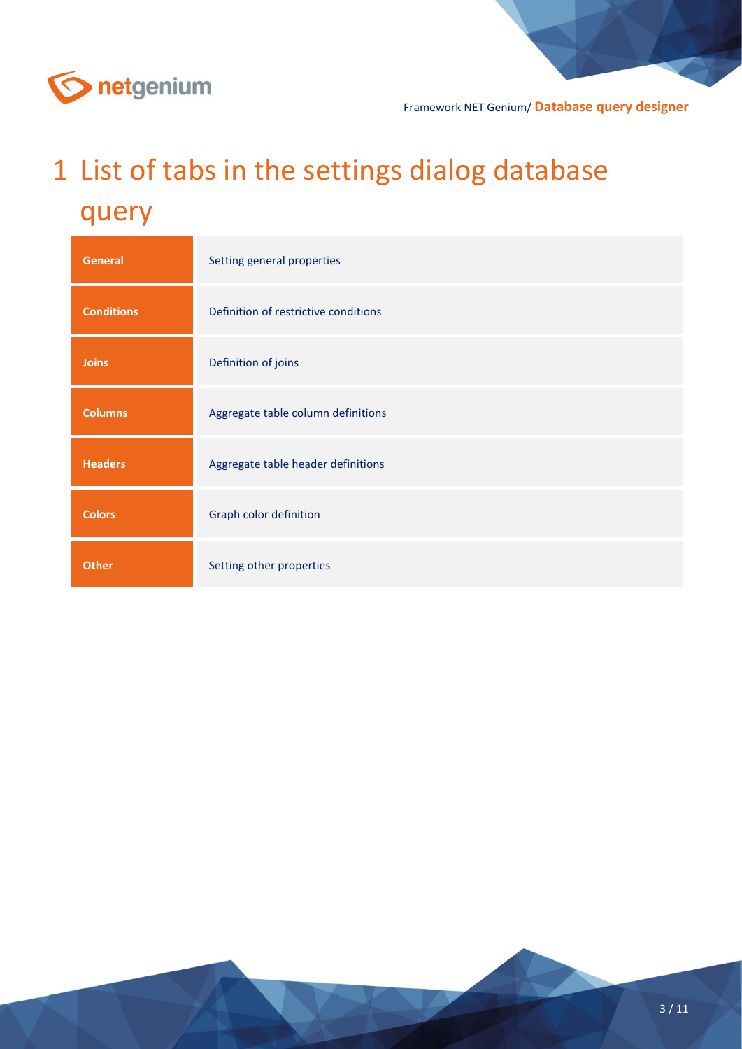# 1 List of tabs in the settings dialog database query

| | |
|---|---|
| **General** | Setting general properties |
| **Conditions** | Definition of restrictive conditions |
| **Joins** | Definition of joins |
| **Columns** | Aggregate table column definitions |
| **Headers** | Aggregate table header definitions |
| **Colors** | Graph color definition |
| **Other** | Setting other properties |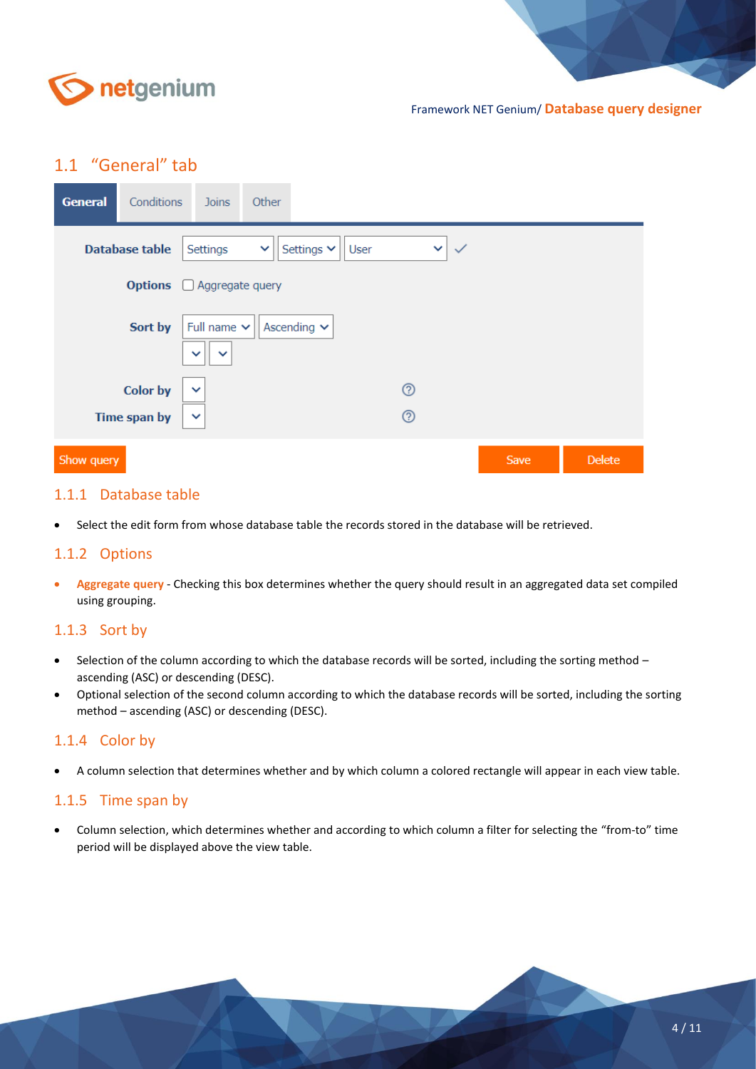## 1.1 "General" tab

General | Conditions | Joins | Other

**Database table** Settings | Settings | User

**Options** ☐ Aggregate query

**Sort by** Full name | Ascending

**Color by**

**Time span by**

Show query | Save | Delete

### 1.1.1 Database table

- Select the edit form from whose database table the records stored in the database will be retrieved.

### 1.1.2 Options

- **Aggregate query** - Checking this box determines whether the query should result in an aggregated data set compiled using grouping.

### 1.1.3 Sort by

- Selection of the column according to which the database records will be sorted, including the sorting method – ascending (ASC) or descending (DESC).
- Optional selection of the second column according to which the database records will be sorted, including the sorting method – ascending (ASC) or descending (DESC).

### 1.1.4 Color by

- A column selection that determines whether and by which column a colored rectangle will appear in each view table.

### 1.1.5 Time span by

- Column selection, which determines whether and according to which column a filter for selecting the "from-to" time period will be displayed above the view table.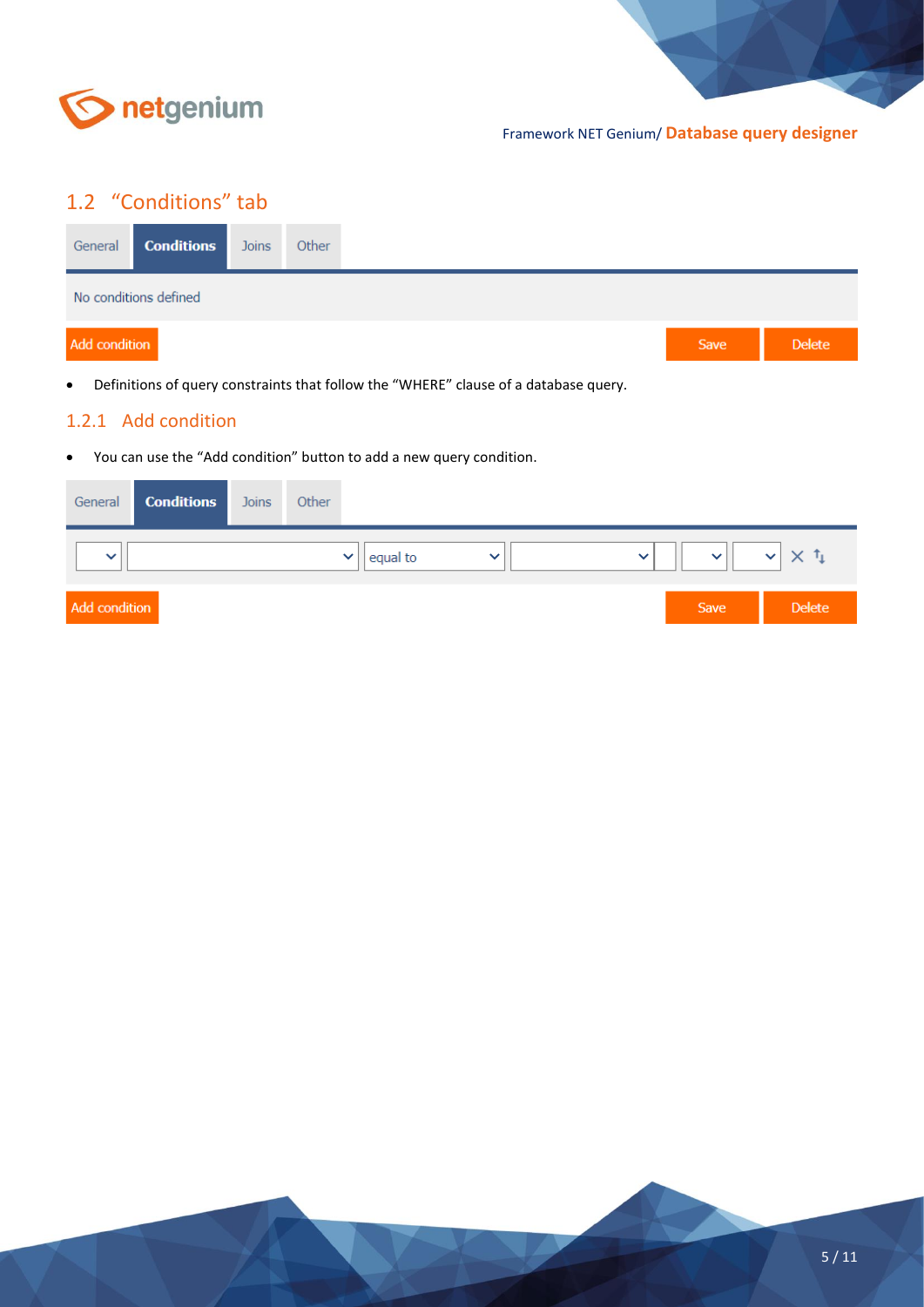## 1.2 "Conditions" tab

General | **Conditions** | Joins | Other

No conditions defined

Add condition | Save | Delete

- Definitions of query constraints that follow the "WHERE" clause of a database query.

### 1.2.1 Add condition

- You can use the "Add condition" button to add a new query condition.

General | **Conditions** | Joins | Other

equal to

Add condition | Save | Delete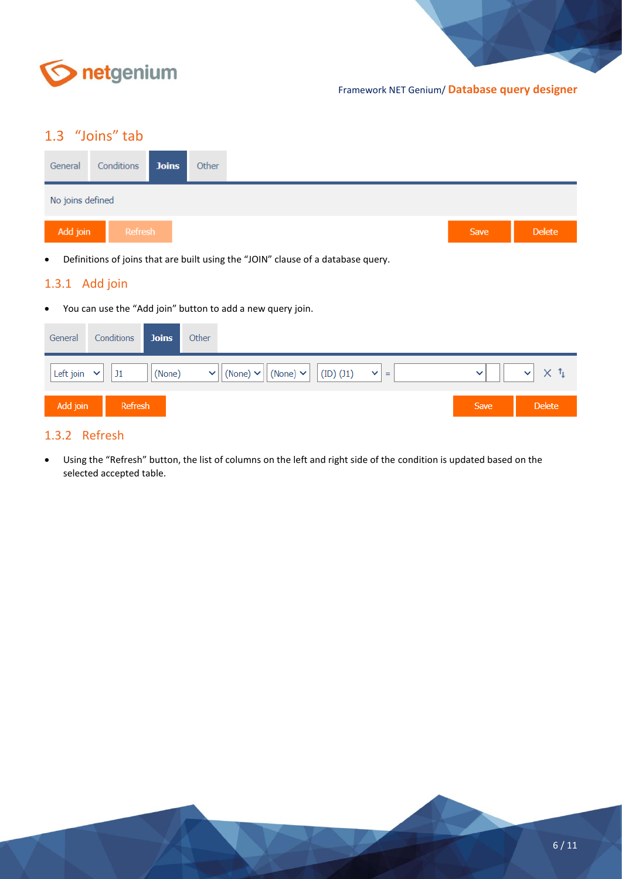## 1.3 "Joins" tab

- Definitions of joins that are built using the "JOIN" clause of a database query.

### 1.3.1 Add join

- You can use the "Add join" button to add a new query join.

### 1.3.2 Refresh

- Using the "Refresh" button, the list of columns on the left and right side of the condition is updated based on the selected accepted table.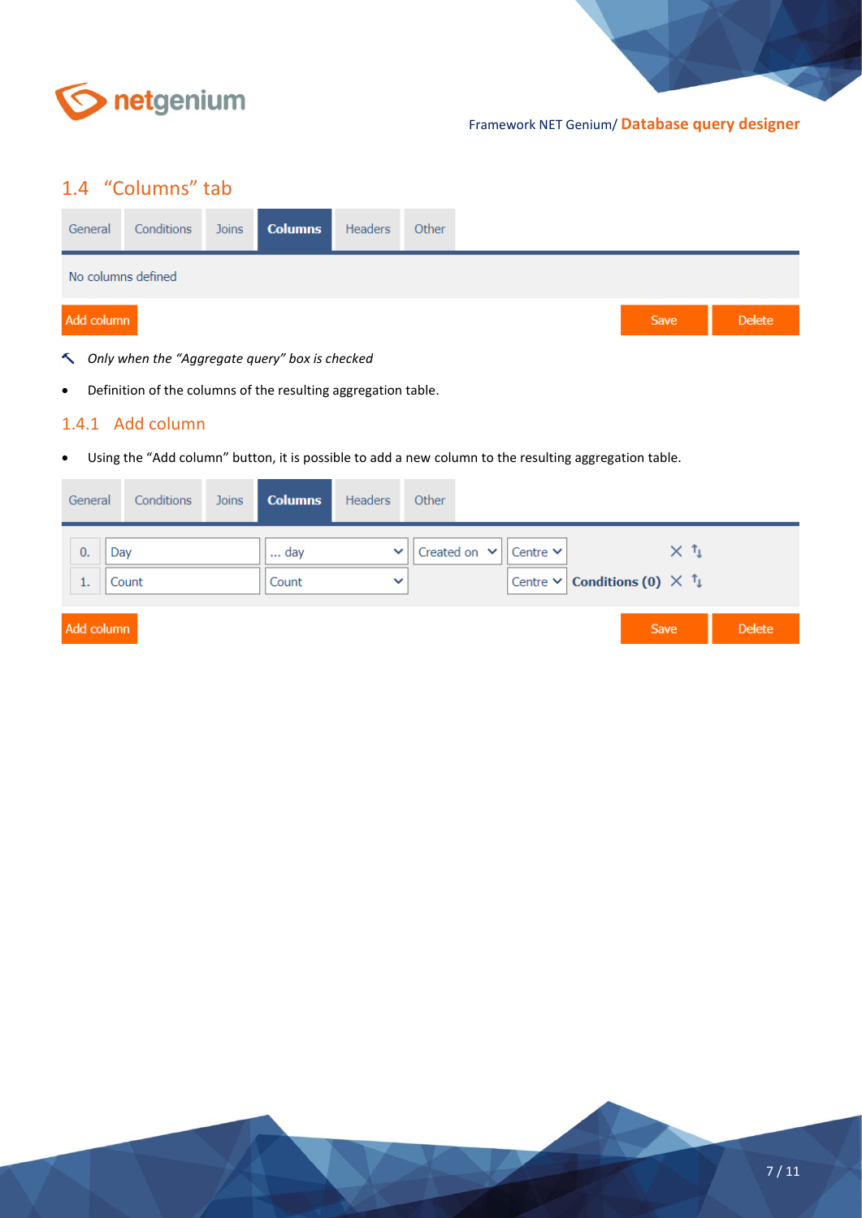## 1.4 "Columns" tab

| General | Conditions | Joins | **Columns** | Headers | Other |
|---|---|---|---|---|---|

No columns defined

Add column    Save    Delete

↖ *Only when the "Aggregate query" box is checked*

- Definition of the columns of the resulting aggregation table.

### 1.4.1 Add column

- Using the "Add column" button, it is possible to add a new column to the resulting aggregation table.

| General | Conditions | Joins | **Columns** | Headers | Other |
|---|---|---|---|---|---|

| 0. | Day | ... day | Created on | Centre | |
|---|---|---|---|---|---|
| 1. | Count | Count | | Centre | **Conditions (0)** |

Add column    Save    Delete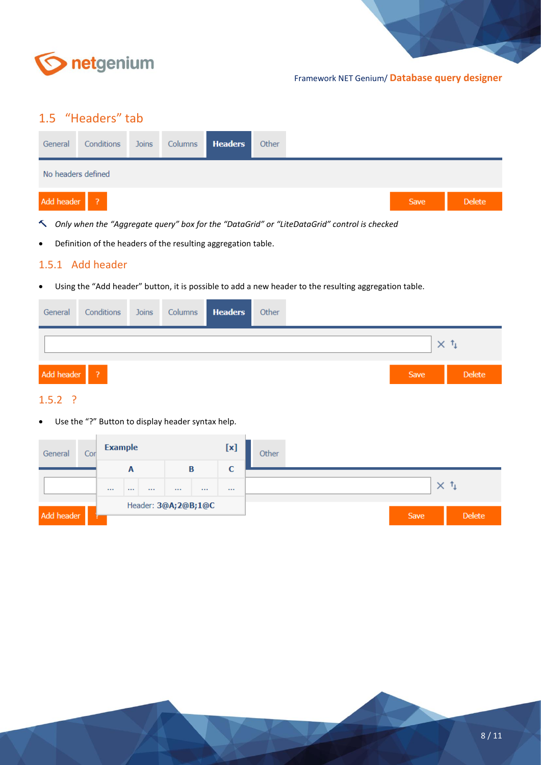## 1.5 "Headers" tab

*Only when the "Aggregate query" box for the "DataGrid" or "LiteDataGrid" control is checked*

- Definition of the headers of the resulting aggregation table.

### 1.5.1 Add header

- Using the "Add header" button, it is possible to add a new header to the resulting aggregation table.

### 1.5.2 ?

- Use the "?" Button to display header syntax help.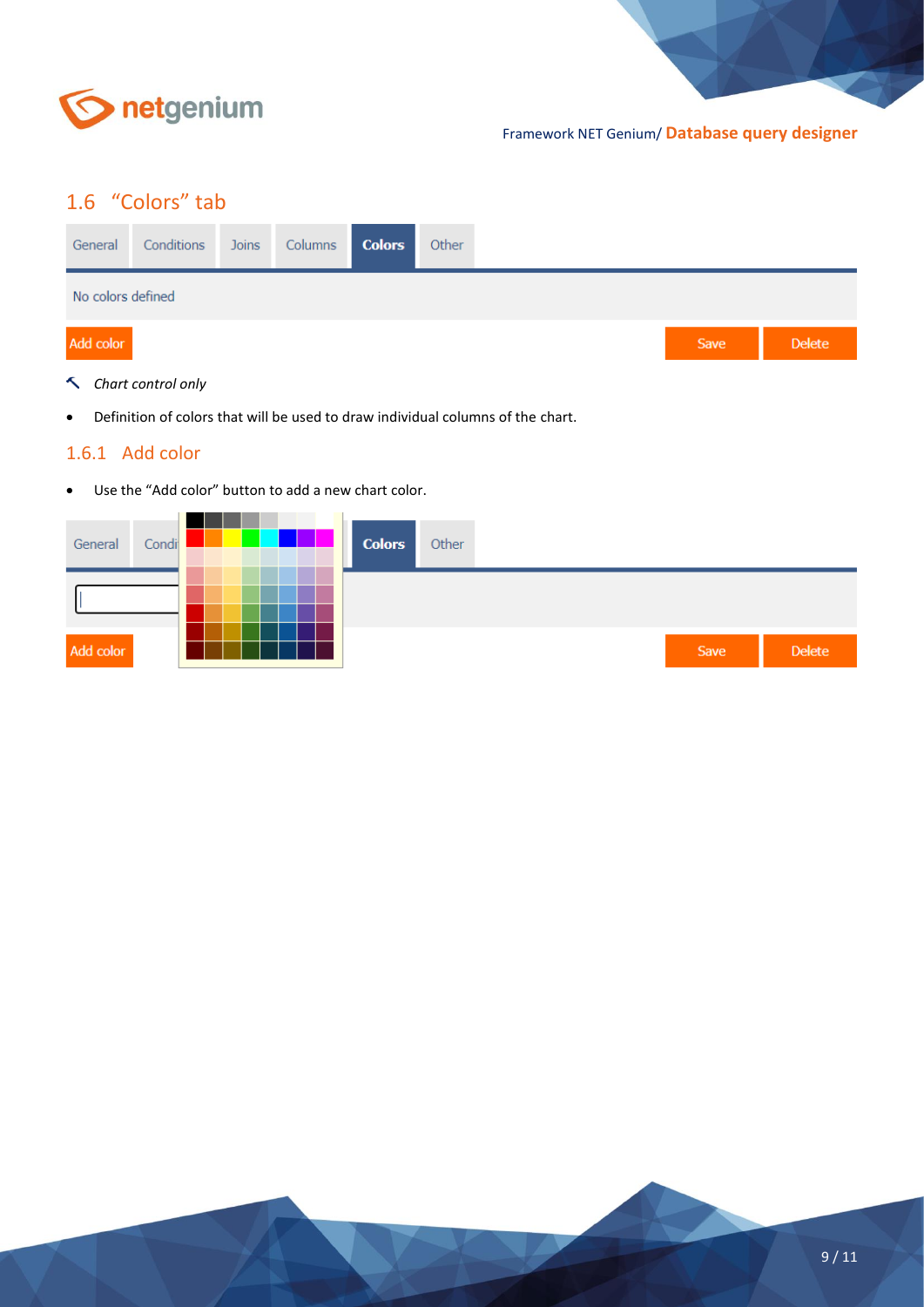## 1.6 "Colors" tab

General | Conditions | Joins | Columns | **Colors** | Other

No colors defined

Add color | Save | Delete

*Chart control only*

- Definition of colors that will be used to draw individual columns of the chart.

### 1.6.1 Add color

- Use the "Add color" button to add a new chart color.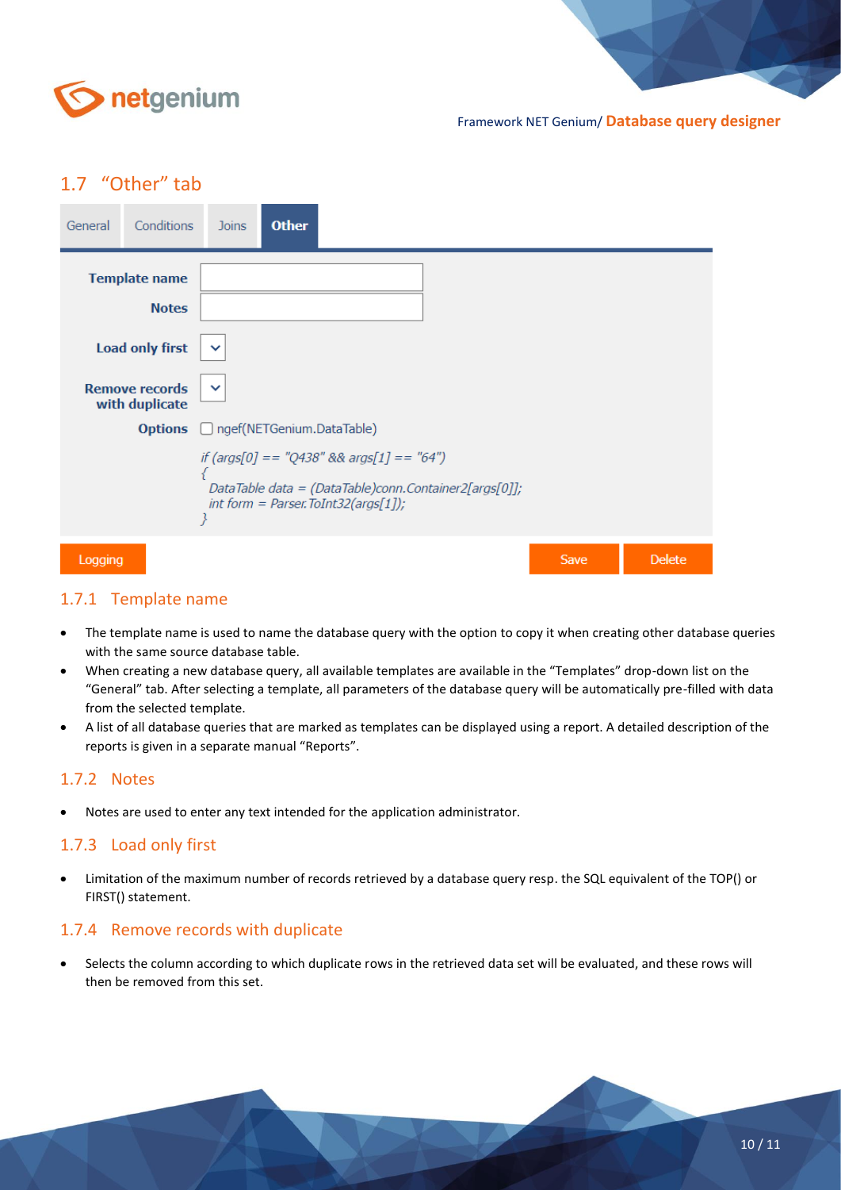## 1.7 "Other" tab

General | Conditions | Joins | **Other**

**Template name**

**Notes**

**Load only first**

**Remove records with duplicate**

**Options** ☐ ngef(NETGenium.DataTable)

```
if (args[0] == "Q438" && args[1] == "64")
{
  DataTable data = (DataTable)conn.Container2[args[0]];
  int form = Parser.ToInt32(args[1]);
}
```

Logging | Save | Delete

### 1.7.1 Template name

- The template name is used to name the database query with the option to copy it when creating other database queries with the same source database table.
- When creating a new database query, all available templates are available in the "Templates" drop-down list on the "General" tab. After selecting a template, all parameters of the database query will be automatically pre-filled with data from the selected template.
- A list of all database queries that are marked as templates can be displayed using a report. A detailed description of the reports is given in a separate manual "Reports".

### 1.7.2 Notes

- Notes are used to enter any text intended for the application administrator.

### 1.7.3 Load only first

- Limitation of the maximum number of records retrieved by a database query resp. the SQL equivalent of the TOP() or FIRST() statement.

### 1.7.4 Remove records with duplicate

- Selects the column according to which duplicate rows in the retrieved data set will be evaluated, and these rows will then be removed from this set.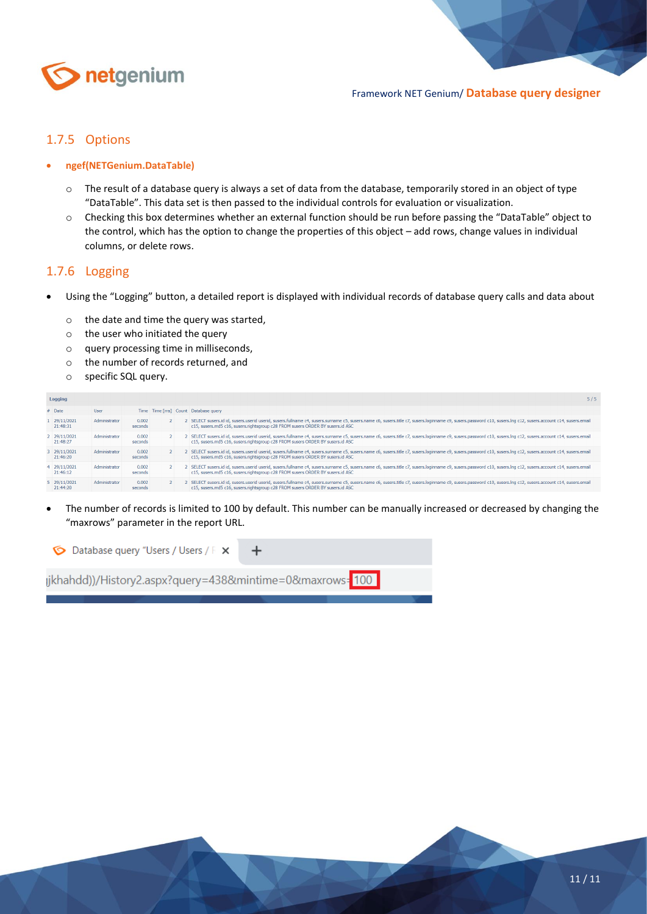## 1.7.5 Options

- **ngef(NETGenium.DataTable)**
  - The result of a database query is always a set of data from the database, temporarily stored in an object of type “DataTable”. This data set is then passed to the individual controls for evaluation or visualization.
  - Checking this box determines whether an external function should be run before passing the “DataTable” object to the control, which has the option to change the properties of this object – add rows, change values in individual columns, or delete rows.

## 1.7.6 Logging

- Using the “Logging” button, a detailed report is displayed with individual records of database query calls and data about
  - the date and time the query was started,
  - the user who initiated the query
  - query processing time in milliseconds,
  - the number of records returned, and
  - specific SQL query.

Logging 5 / 5

| # | Date | User | Time | Time [ms] | Count | Database query |
|---|---|---|---|---|---|---|
| 1 | 29/11/2021 21:48:31 | Administrator | 0.002 seconds | 2 | 2 | SELECT susers.id id, susers.userid userid, susers.fullname c4, susers.surname c5, susers.name c6, susers.title c7, susers.loginname c9, susers.password c10, susers.lng c12, susers.account c14, susers.email c15, susers.md5 c16, susers.rightsgroup c28 FROM susers ORDER BY susers.id ASC |
| 2 | 29/11/2021 21:48:27 | Administrator | 0.002 seconds | 2 | 2 | SELECT susers.id id, susers.userid userid, susers.fullname c4, susers.surname c5, susers.name c6, susers.title c7, susers.loginname c9, susers.password c10, susers.lng c12, susers.account c14, susers.email c15, susers.md5 c16, susers.rightsgroup c28 FROM susers ORDER BY susers.id ASC |
| 3 | 29/11/2021 21:46:20 | Administrator | 0.002 seconds | 2 | 2 | SELECT susers.id id, susers.userid userid, susers.fullname c4, susers.surname c5, susers.name c6, susers.title c7, susers.loginname c9, susers.password c10, susers.lng c12, susers.account c14, susers.email c15, susers.md5 c16, susers.rightsgroup c28 FROM susers ORDER BY susers.id ASC |
| 4 | 29/11/2021 21:46:12 | Administrator | 0.002 seconds | 2 | 2 | SELECT susers.id id, susers.userid userid, susers.fullname c4, susers.surname c5, susers.name c6, susers.title c7, susers.loginname c9, susers.password c10, susers.lng c12, susers.account c14, susers.email c15, susers.md5 c16, susers.rightsgroup c28 FROM susers ORDER BY susers.id ASC |
| 5 | 29/11/2021 21:44:20 | Administrator | 0.002 seconds | 2 | 2 | SELECT susers.id id, susers.userid userid, susers.fullname c4, susers.surname c5, susers.name c6, susers.title c7, susers.loginname c9, susers.password c10, susers.lng c12, susers.account c14, susers.email c15, susers.md5 c16, susers.rightsgroup c28 FROM susers ORDER BY susers.id ASC |

- The number of records is limited to 100 by default. This number can be manually increased or decreased by changing the “maxrows” parameter in the report URL.

Database query "Users / Users / F ×

```
ijkhahdd))/History2.aspx?query=438&mintime=0&maxrows=100
```